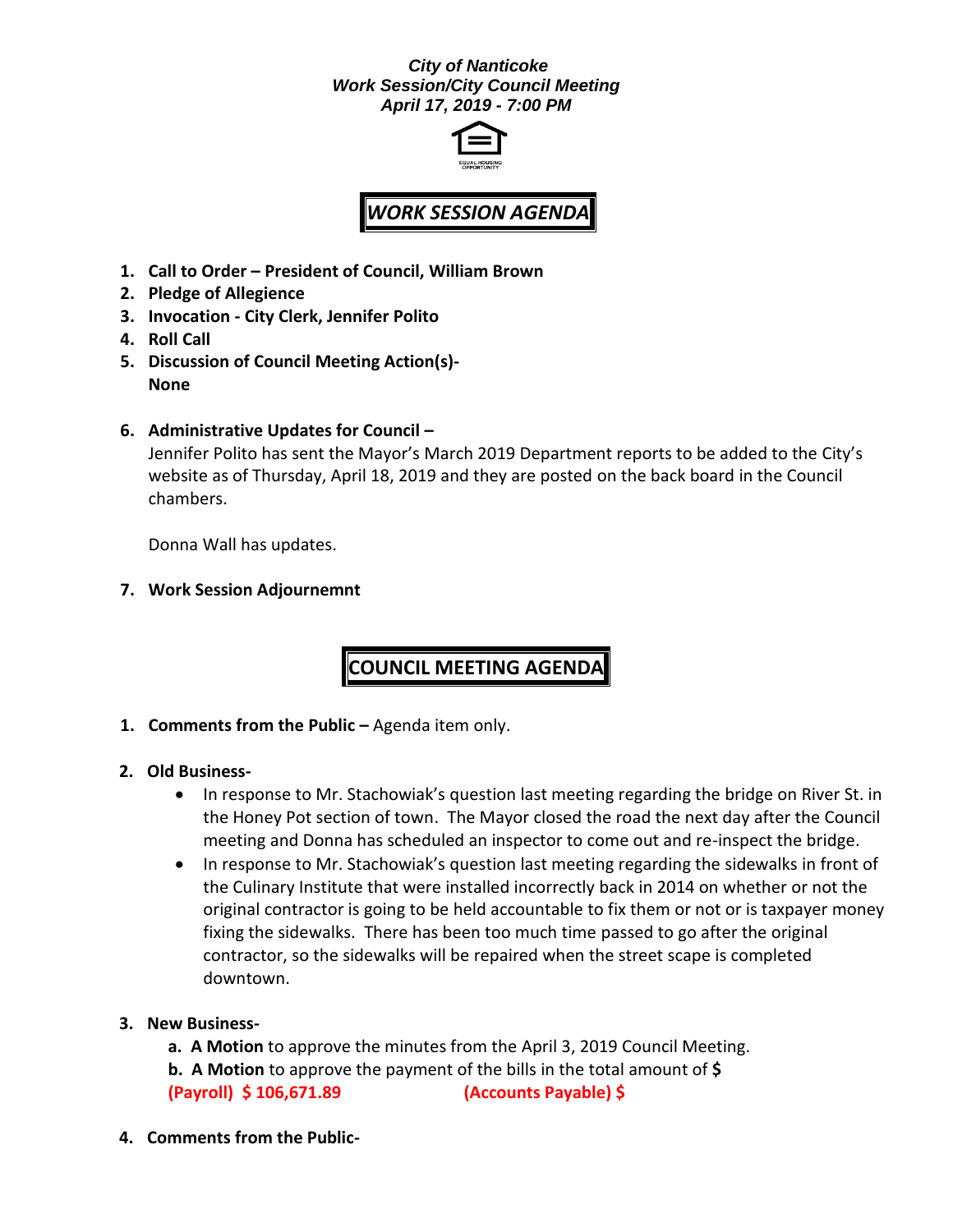***City of Nanticoke***
***Work Session/City Council Meeting***
***April 17, 2019 - 7:00 PM***

## *WORK SESSION AGENDA*

1. **Call to Order – President of Council, William Brown**
2. **Pledge of Allegience**
3. **Invocation - City Clerk, Jennifer Polito**
4. **Roll Call**
5. **Discussion of Council Meeting Action(s)-**
   **None**
6. **Administrative Updates for Council –**
   Jennifer Polito has sent the Mayor's March 2019 Department reports to be added to the City's website as of Thursday, April 18, 2019 and they are posted on the back board in the Council chambers.

   Donna Wall has updates.
7. **Work Session Adjournemnt**

## COUNCIL MEETING AGENDA

1. **Comments from the Public –** Agenda item only.
2. **Old Business-**
   - In response to Mr. Stachowiak's question last meeting regarding the bridge on River St. in the Honey Pot section of town. The Mayor closed the road the next day after the Council meeting and Donna has scheduled an inspector to come out and re-inspect the bridge.
   - In response to Mr. Stachowiak's question last meeting regarding the sidewalks in front of the Culinary Institute that were installed incorrectly back in 2014 on whether or not the original contractor is going to be held accountable to fix them or not or is taxpayer money fixing the sidewalks. There has been too much time passed to go after the original contractor, so the sidewalks will be repaired when the street scape is completed downtown.
3. **New Business-**
   **a. A Motion** to approve the minutes from the April 3, 2019 Council Meeting.
   **b. A Motion** to approve the payment of the bills in the total amount of **$**
   **(Payroll) $ 106,671.89** **(Accounts Payable) $**
4. **Comments from the Public-**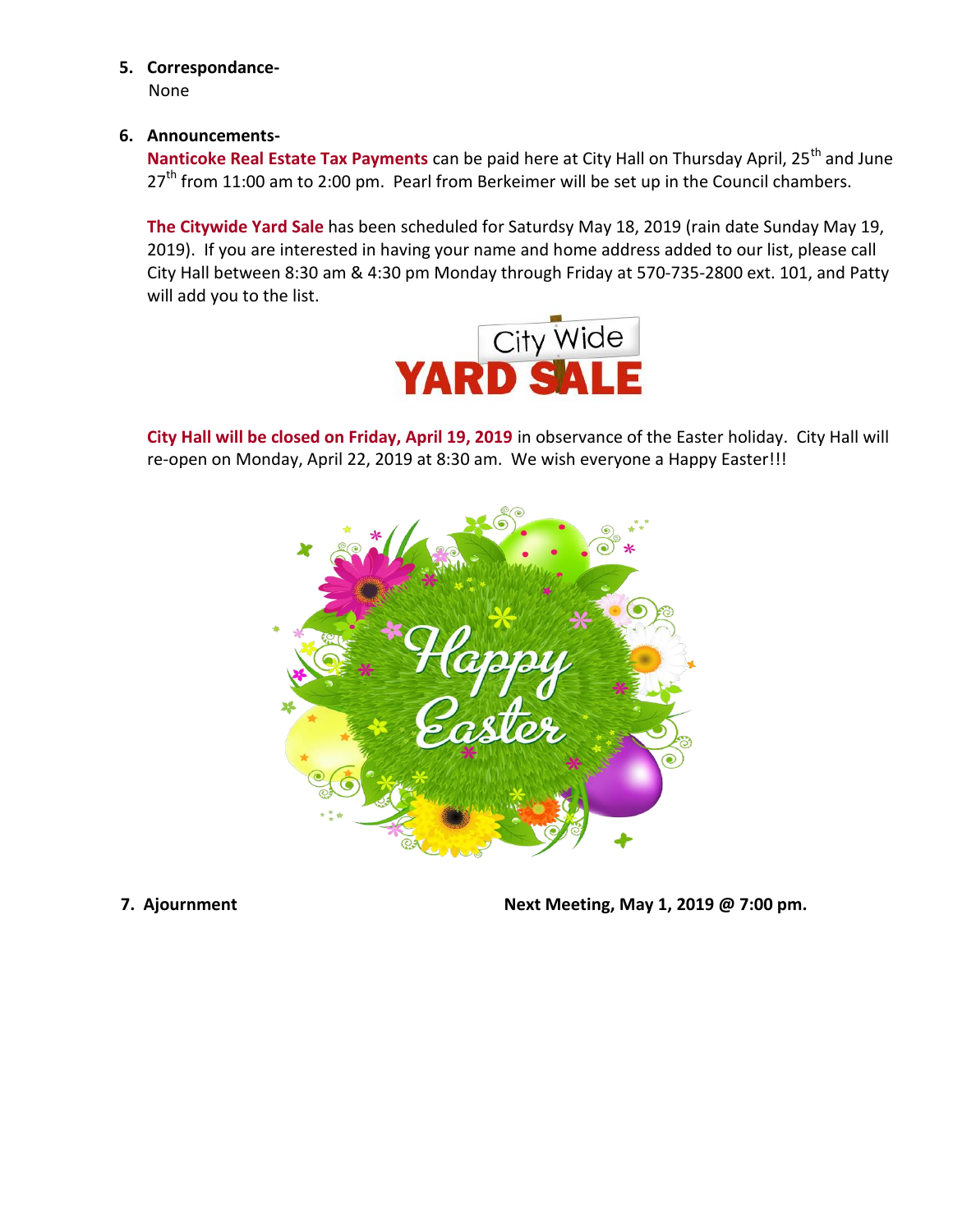5. **Correspondance-**
   None

6. **Announcements-**
   **Nanticoke Real Estate Tax Payments** can be paid here at City Hall on Thursday April, 25th and June 27th from 11:00 am to 2:00 pm. Pearl from Berkeimer will be set up in the Council chambers.

   **The Citywide Yard Sale** has been scheduled for Saturdsy May 18, 2019 (rain date Sunday May 19, 2019). If you are interested in having your name and home address added to our list, please call City Hall between 8:30 am & 4:30 pm Monday through Friday at 570-735-2800 ext. 101, and Patty will add you to the list.

   **City Hall will be closed on Friday, April 19, 2019** in observance of the Easter holiday. City Hall will re-open on Monday, April 22, 2019 at 8:30 am. We wish everyone a Happy Easter!!!

7. **Ajournment** **Next Meeting, May 1, 2019 @ 7:00 pm.**